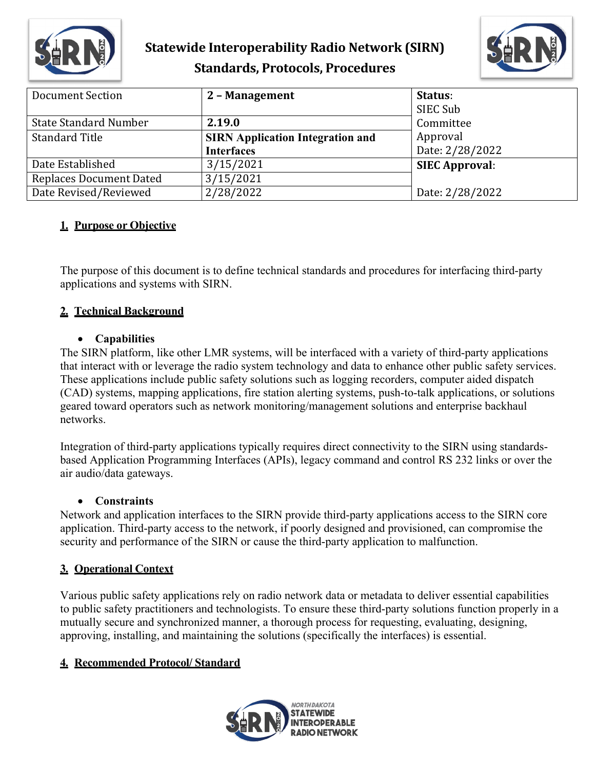# Statewide Interoperability Radio Network (SIRN) Standards, Protocols, Procedures

| Document Section | 2 – Management | Status: SIEC Sub Committee Approval Date: 2/28/2022 |
|---|---|---|
| State Standard Number | 2.19.0 | |
| Standard Title | SIRN Application Integration and Interfaces | |
| Date Established | 3/15/2021 | SIEC Approval: Date: 2/28/2022 |
| Replaces Document Dated | 3/15/2021 | |
| Date Revised/Reviewed | 2/28/2022 | |

## 1. Purpose or Objective

The purpose of this document is to define technical standards and procedures for interfacing third-party applications and systems with SIRN.

## 2. Technical Background

- **Capabilities**

The SIRN platform, like other LMR systems, will be interfaced with a variety of third-party applications that interact with or leverage the radio system technology and data to enhance other public safety services. These applications include public safety solutions such as logging recorders, computer aided dispatch (CAD) systems, mapping applications, fire station alerting systems, push-to-talk applications, or solutions geared toward operators such as network monitoring/management solutions and enterprise backhaul networks.

Integration of third-party applications typically requires direct connectivity to the SIRN using standards-based Application Programming Interfaces (APIs), legacy command and control RS 232 links or over the air audio/data gateways.

- **Constraints**

Network and application interfaces to the SIRN provide third-party applications access to the SIRN core application. Third-party access to the network, if poorly designed and provisioned, can compromise the security and performance of the SIRN or cause the third-party application to malfunction.

## 3. Operational Context

Various public safety applications rely on radio network data or metadata to deliver essential capabilities to public safety practitioners and technologists. To ensure these third-party solutions function properly in a mutually secure and synchronized manner, a thorough process for requesting, evaluating, designing, approving, installing, and maintaining the solutions (specifically the interfaces) is essential.

## 4. Recommended Protocol/ Standard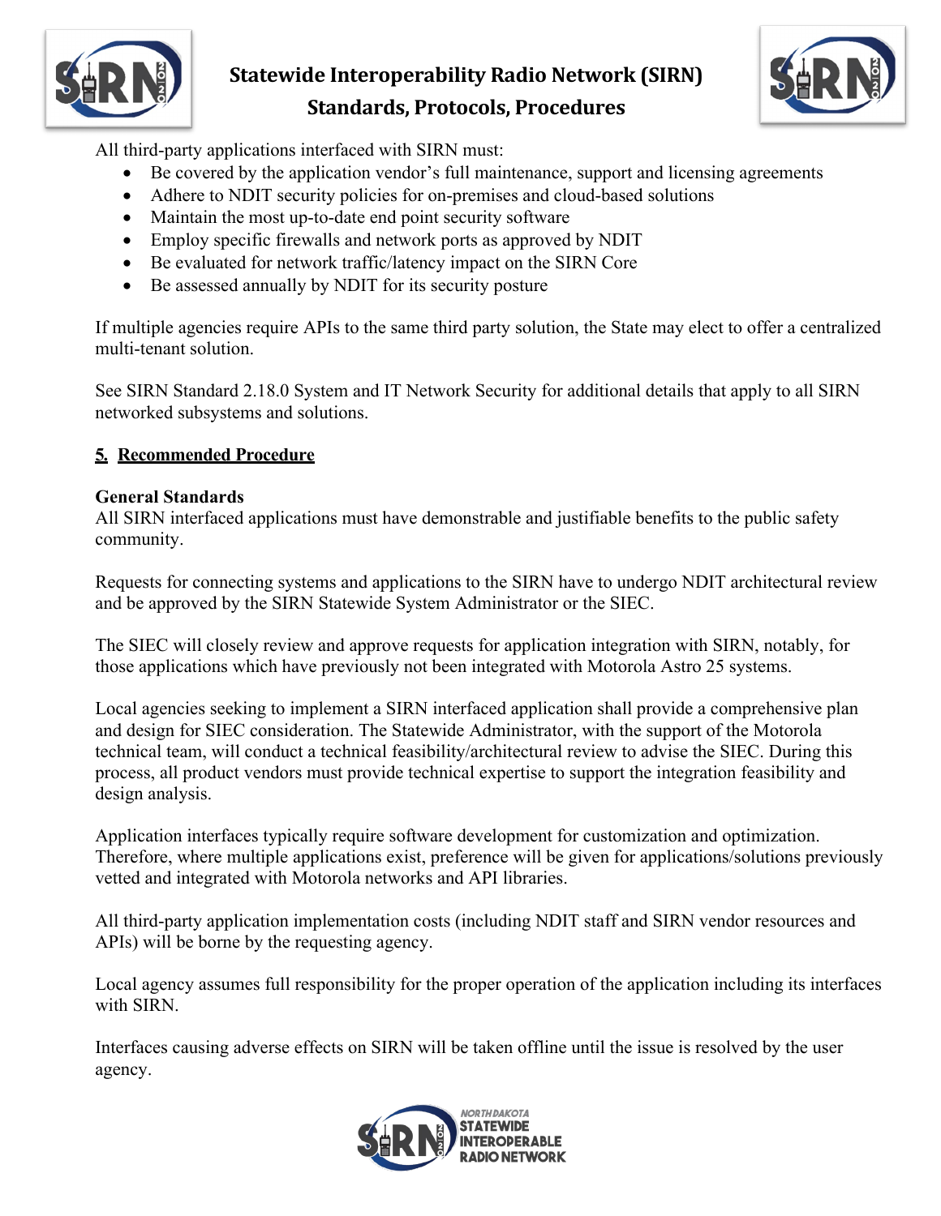All third-party applications interfaced with SIRN must:

- Be covered by the application vendor's full maintenance, support and licensing agreements
- Adhere to NDIT security policies for on-premises and cloud-based solutions
- Maintain the most up-to-date end point security software
- Employ specific firewalls and network ports as approved by NDIT
- Be evaluated for network traffic/latency impact on the SIRN Core
- Be assessed annually by NDIT for its security posture

If multiple agencies require APIs to the same third party solution, the State may elect to offer a centralized multi-tenant solution.

See SIRN Standard 2.18.0 System and IT Network Security for additional details that apply to all SIRN networked subsystems and solutions.

## 5. Recommended Procedure

**General Standards**

All SIRN interfaced applications must have demonstrable and justifiable benefits to the public safety community.

Requests for connecting systems and applications to the SIRN have to undergo NDIT architectural review and be approved by the SIRN Statewide System Administrator or the SIEC.

The SIEC will closely review and approve requests for application integration with SIRN, notably, for those applications which have previously not been integrated with Motorola Astro 25 systems.

Local agencies seeking to implement a SIRN interfaced application shall provide a comprehensive plan and design for SIEC consideration. The Statewide Administrator, with the support of the Motorola technical team, will conduct a technical feasibility/architectural review to advise the SIEC. During this process, all product vendors must provide technical expertise to support the integration feasibility and design analysis.

Application interfaces typically require software development for customization and optimization. Therefore, where multiple applications exist, preference will be given for applications/solutions previously vetted and integrated with Motorola networks and API libraries.

All third-party application implementation costs (including NDIT staff and SIRN vendor resources and APIs) will be borne by the requesting agency.

Local agency assumes full responsibility for the proper operation of the application including its interfaces with SIRN.

Interfaces causing adverse effects on SIRN will be taken offline until the issue is resolved by the user agency.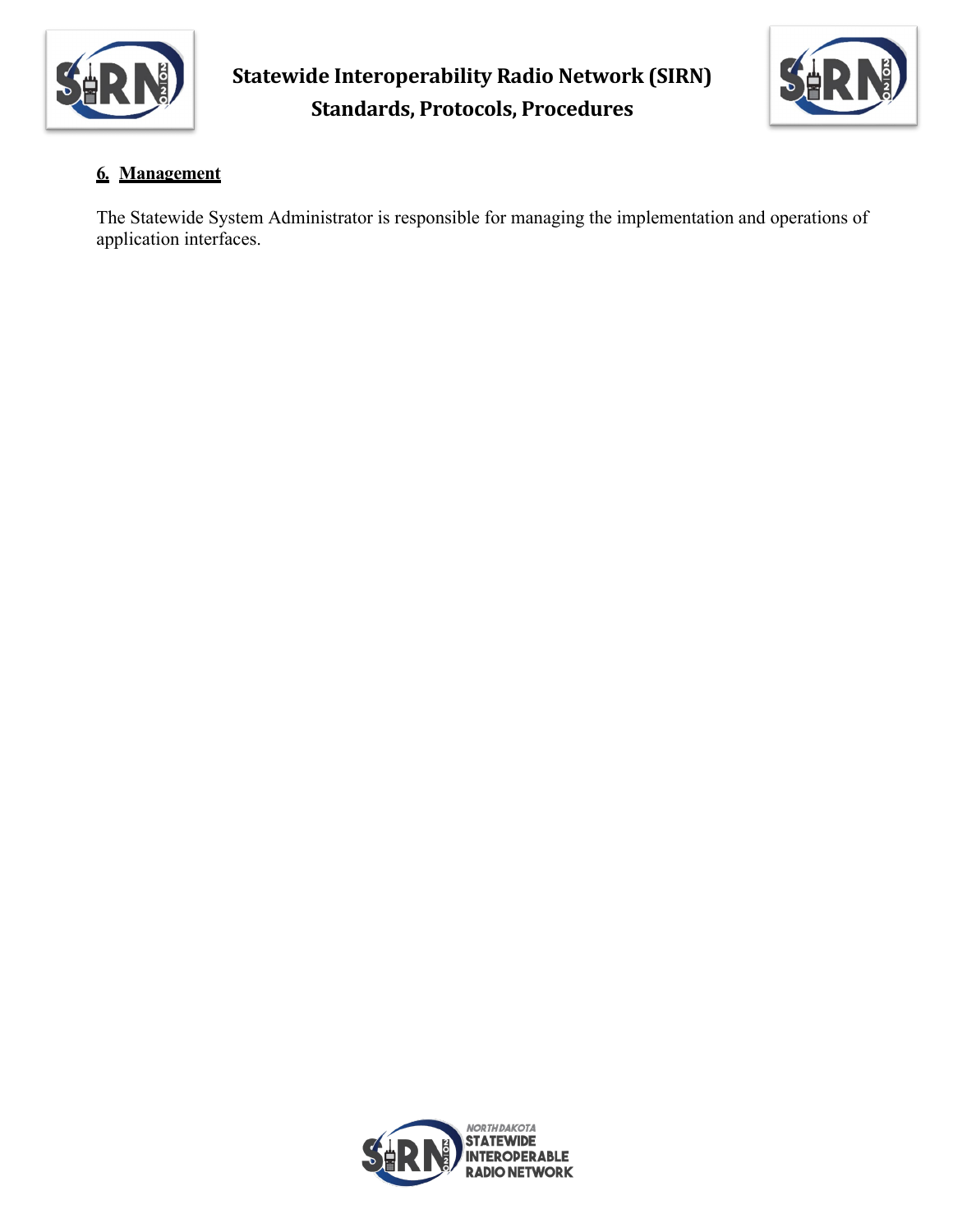## 6. Management

The Statewide System Administrator is responsible for managing the implementation and operations of application interfaces.